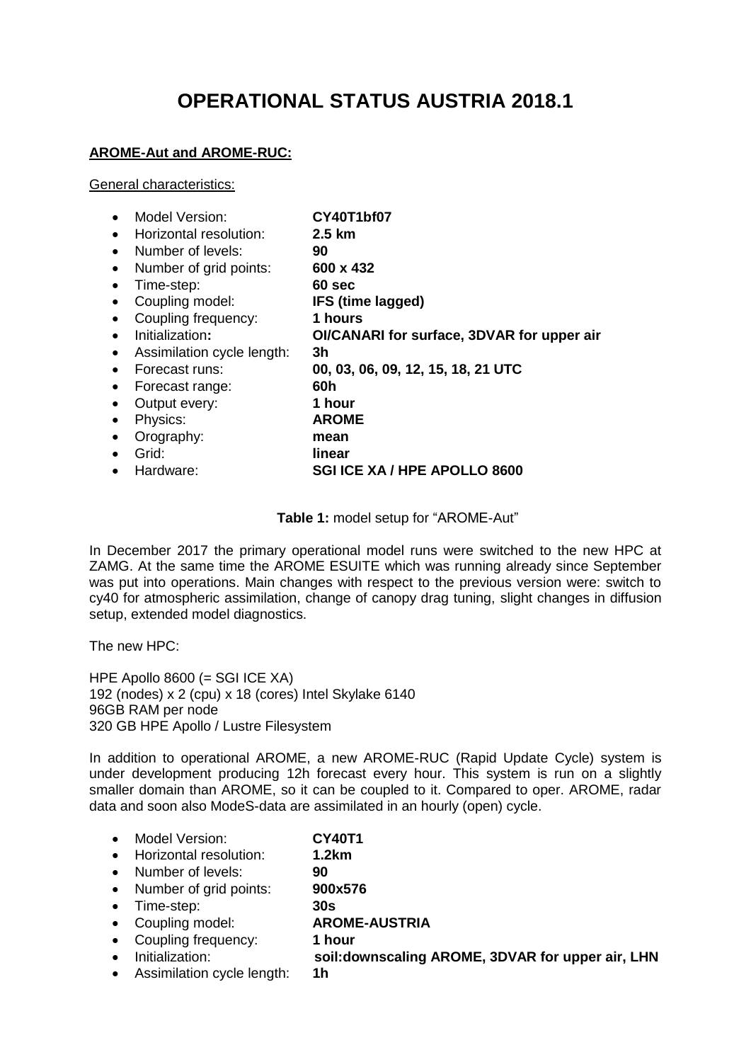# OPERATIONAL STATUS AUSTRIA 2018.1

**AROME-Aut and AROME-RUC:**

General characteristics:

- Model Version: **CY40T1bf07**
- Horizontal resolution: **2.5 km**
- Number of levels: **90**
- Number of grid points: **600 x 432**
- Time-step: **60 sec**
- Coupling model: **IFS (time lagged)**
- Coupling frequency: **1 hours**
- Initialization**:** **OI/CANARI for surface, 3DVAR for upper air**
- Assimilation cycle length: **3h**
- Forecast runs: **00, 03, 06, 09, 12, 15, 18, 21 UTC**
- Forecast range: **60h**
- Output every: **1 hour**
- Physics: **AROME**
- Orography: **mean**
- Grid: **linear**
- Hardware: **SGI ICE XA / HPE APOLLO 8600**

**Table 1:** model setup for "AROME-Aut"

In December 2017 the primary operational model runs were switched to the new HPC at ZAMG. At the same time the AROME ESUITE which was running already since September was put into operations. Main changes with respect to the previous version were: switch to cy40 for atmospheric assimilation, change of canopy drag tuning, slight changes in diffusion setup, extended model diagnostics.

The new HPC:

HPE Apollo 8600 (= SGI ICE XA)
192 (nodes) x 2 (cpu) x 18 (cores) Intel Skylake 6140
96GB RAM per node
320 GB HPE Apollo / Lustre Filesystem

In addition to operational AROME, a new AROME-RUC (Rapid Update Cycle) system is under development producing 12h forecast every hour. This system is run on a slightly smaller domain than AROME, so it can be coupled to it. Compared to oper. AROME, radar data and soon also ModeS-data are assimilated in an hourly (open) cycle.

- Model Version: **CY40T1**
- Horizontal resolution: **1.2km**
- Number of levels: **90**
- Number of grid points: **900x576**
- Time-step: **30s**
- Coupling model: **AROME-AUSTRIA**
- Coupling frequency: **1 hour**
- Initialization: **soil:downscaling AROME, 3DVAR for upper air, LHN**
- Assimilation cycle length: **1h**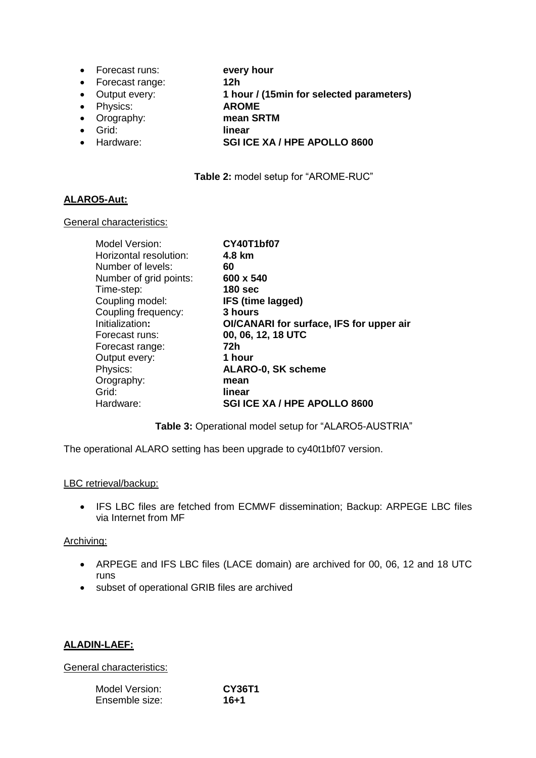- Forecast runs: **every hour**
- Forecast range: **12h**
- Output every: **1 hour / (15min for selected parameters)**
- Physics: **AROME**
- Orography: **mean SRTM**
- Grid: **linear**
- Hardware: **SGI ICE XA / HPE APOLLO 8600**

**Table 2:** model setup for "AROME-RUC"

**ALARO5-Aut:**

General characteristics:

| | |
|---|---|
| Model Version: | **CY40T1bf07** |
| Horizontal resolution: | **4.8 km** |
| Number of levels: | **60** |
| Number of grid points: | **600 x 540** |
| Time-step: | **180 sec** |
| Coupling model: | **IFS (time lagged)** |
| Coupling frequency: | **3 hours** |
| Initialization**:** | **OI/CANARI for surface, IFS for upper air** |
| Forecast runs: | **00, 06, 12, 18 UTC** |
| Forecast range: | **72h** |
| Output every: | **1 hour** |
| Physics: | **ALARO-0, SK scheme** |
| Orography: | **mean** |
| Grid: | **linear** |
| Hardware: | **SGI ICE XA / HPE APOLLO 8600** |

**Table 3:** Operational model setup for "ALARO5-AUSTRIA"

The operational ALARO setting has been upgrade to cy40t1bf07 version.

LBC retrieval/backup:

- IFS LBC files are fetched from ECMWF dissemination; Backup: ARPEGE LBC files via Internet from MF

Archiving:

- ARPEGE and IFS LBC files (LACE domain) are archived for 00, 06, 12 and 18 UTC runs
- subset of operational GRIB files are archived

**ALADIN-LAEF:**

General characteristics:

| | |
|---|---|
| Model Version: | **CY36T1** |
| Ensemble size: | **16+1** |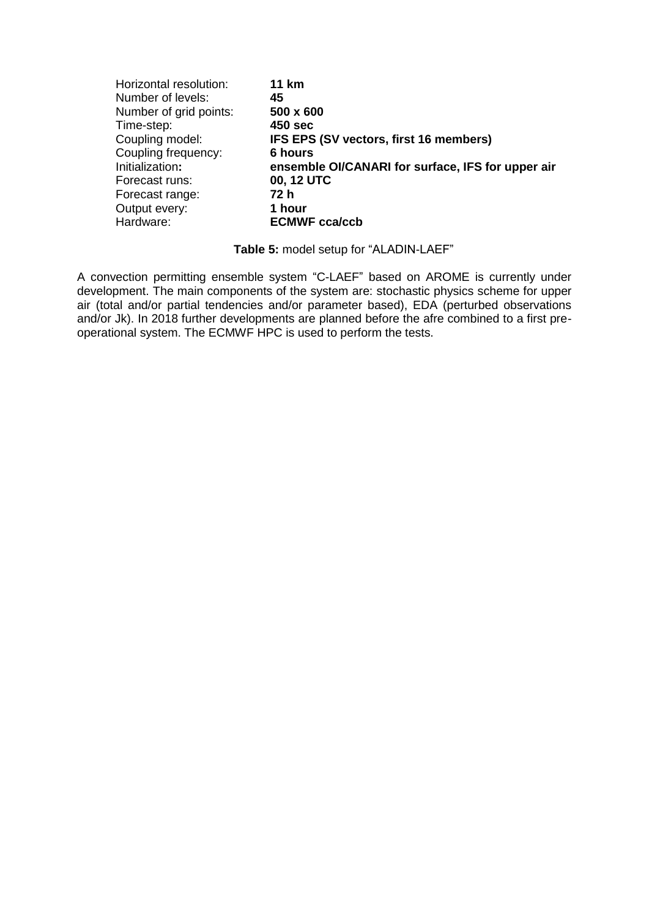| | |
|---|---|
| Horizontal resolution: | **11 km** |
| Number of levels: | **45** |
| Number of grid points: | **500 x 600** |
| Time-step: | **450 sec** |
| Coupling model: | **IFS EPS (SV vectors, first 16 members)** |
| Coupling frequency: | **6 hours** |
| Initialization**:** | **ensemble OI/CANARI for surface, IFS for upper air** |
| Forecast runs: | **00, 12 UTC** |
| Forecast range: | **72 h** |
| Output every: | **1 hour** |
| Hardware: | **ECMWF cca/ccb** |

**Table 5:** model setup for "ALADIN-LAEF"

A convection permitting ensemble system "C-LAEF" based on AROME is currently under development. The main components of the system are: stochastic physics scheme for upper air (total and/or partial tendencies and/or parameter based), EDA (perturbed observations and/or Jk). In 2018 further developments are planned before the afre combined to a first pre-operational system. The ECMWF HPC is used to perform the tests.